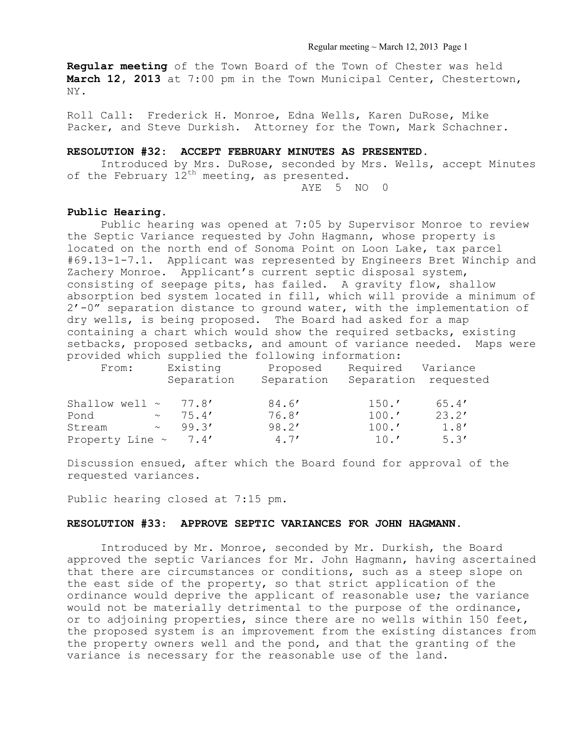**Regular meeting** of the Town Board of the Town of Chester was held **March 12, 2013** at 7:00 pm in the Town Municipal Center, Chestertown, NY.

Roll Call: Frederick H. Monroe, Edna Wells, Karen DuRose, Mike Packer, and Steve Durkish. Attorney for the Town, Mark Schachner.

**RESOLUTION #32: ACCEPT FEBRUARY MINUTES AS PRESENTED.**

Introduced by Mrs. DuRose, seconded by Mrs. Wells, accept Minutes of the February 12th meeting, as presented.

AYE 5 NO 0

**Public Hearing.**

Public hearing was opened at 7:05 by Supervisor Monroe to review the Septic Variance requested by John Hagmann, whose property is located on the north end of Sonoma Point on Loon Lake, tax parcel #69.13-1-7.1. Applicant was represented by Engineers Bret Winchip and Zachery Monroe. Applicant's current septic disposal system, consisting of seepage pits, has failed. A gravity flow, shallow absorption bed system located in fill, which will provide a minimum of 2'-0" separation distance to ground water, with the implementation of dry wells, is being proposed. The Board had asked for a map containing a chart which would show the required setbacks, existing setbacks, proposed setbacks, and amount of variance needed. Maps were provided which supplied the following information:

| From: | Existing Separation | Proposed Separation | Required Separation | Variance requested |
|---|---|---|---|---|
| Shallow well ~ | 77.8' | 84.6' | 150.' | 65.4' |
| Pond ~ | 75.4' | 76.8' | 100.' | 23.2' |
| Stream ~ | 99.3' | 98.2' | 100.' | 1.8' |
| Property Line ~ | 7.4' | 4.7' | 10.' | 5.3' |

Discussion ensued, after which the Board found for approval of the requested variances.

Public hearing closed at 7:15 pm.

**RESOLUTION #33: APPROVE SEPTIC VARIANCES FOR JOHN HAGMANN.**

Introduced by Mr. Monroe, seconded by Mr. Durkish, the Board approved the septic Variances for Mr. John Hagmann, having ascertained that there are circumstances or conditions, such as a steep slope on the east side of the property, so that strict application of the ordinance would deprive the applicant of reasonable use; the variance would not be materially detrimental to the purpose of the ordinance, or to adjoining properties, since there are no wells within 150 feet, the proposed system is an improvement from the existing distances from the property owners well and the pond, and that the granting of the variance is necessary for the reasonable use of the land.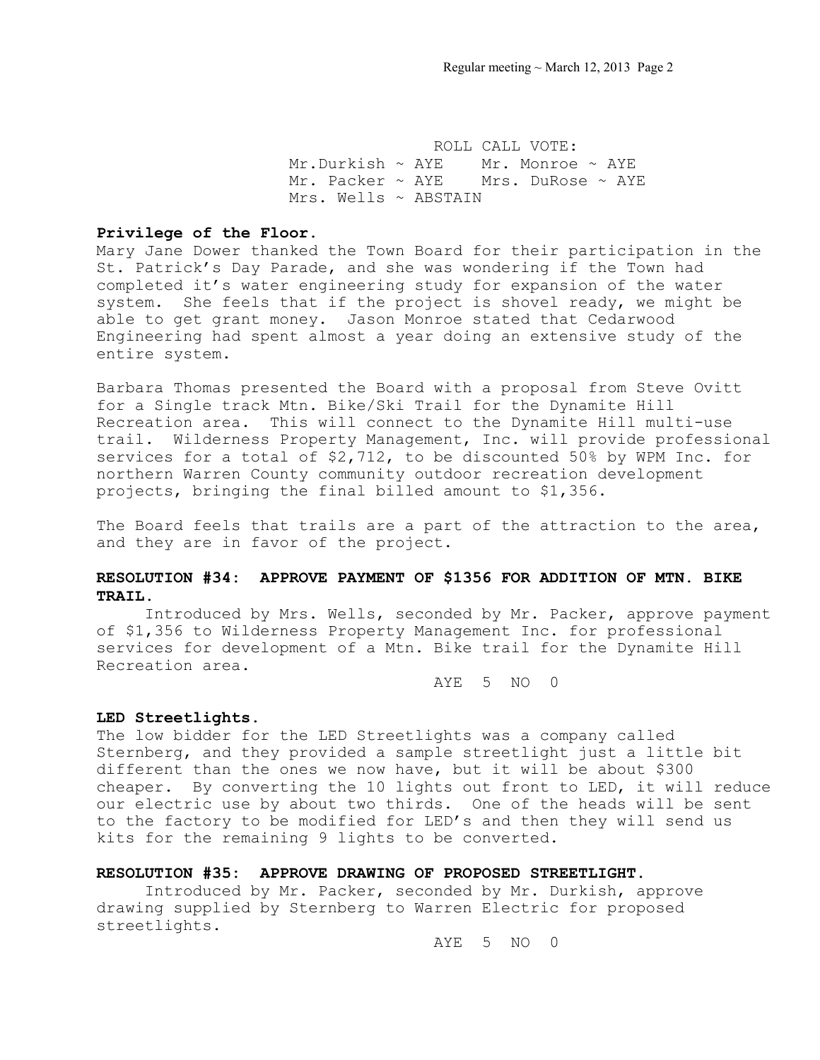ROLL CALL VOTE:
Mr.Durkish ~ AYE    Mr. Monroe ~ AYE
Mr. Packer ~ AYE    Mrs. DuRose ~ AYE
Mrs. Wells ~ ABSTAIN

**Privilege of the Floor.**

Mary Jane Dower thanked the Town Board for their participation in the St. Patrick's Day Parade, and she was wondering if the Town had completed it's water engineering study for expansion of the water system. She feels that if the project is shovel ready, we might be able to get grant money. Jason Monroe stated that Cedarwood Engineering had spent almost a year doing an extensive study of the entire system.

Barbara Thomas presented the Board with a proposal from Steve Ovitt for a Single track Mtn. Bike/Ski Trail for the Dynamite Hill Recreation area. This will connect to the Dynamite Hill multi-use trail. Wilderness Property Management, Inc. will provide professional services for a total of $2,712, to be discounted 50% by WPM Inc. for northern Warren County community outdoor recreation development projects, bringing the final billed amount to $1,356.

The Board feels that trails are a part of the attraction to the area, and they are in favor of the project.

**RESOLUTION #34: APPROVE PAYMENT OF $1356 FOR ADDITION OF MTN. BIKE TRAIL.**

Introduced by Mrs. Wells, seconded by Mr. Packer, approve payment of $1,356 to Wilderness Property Management Inc. for professional services for development of a Mtn. Bike trail for the Dynamite Hill Recreation area.

AYE 5 NO 0

**LED Streetlights.**

The low bidder for the LED Streetlights was a company called Sternberg, and they provided a sample streetlight just a little bit different than the ones we now have, but it will be about $300 cheaper. By converting the 10 lights out front to LED, it will reduce our electric use by about two thirds. One of the heads will be sent to the factory to be modified for LED's and then they will send us kits for the remaining 9 lights to be converted.

**RESOLUTION #35: APPROVE DRAWING OF PROPOSED STREETLIGHT.**

Introduced by Mr. Packer, seconded by Mr. Durkish, approve drawing supplied by Sternberg to Warren Electric for proposed streetlights.

AYE 5 NO 0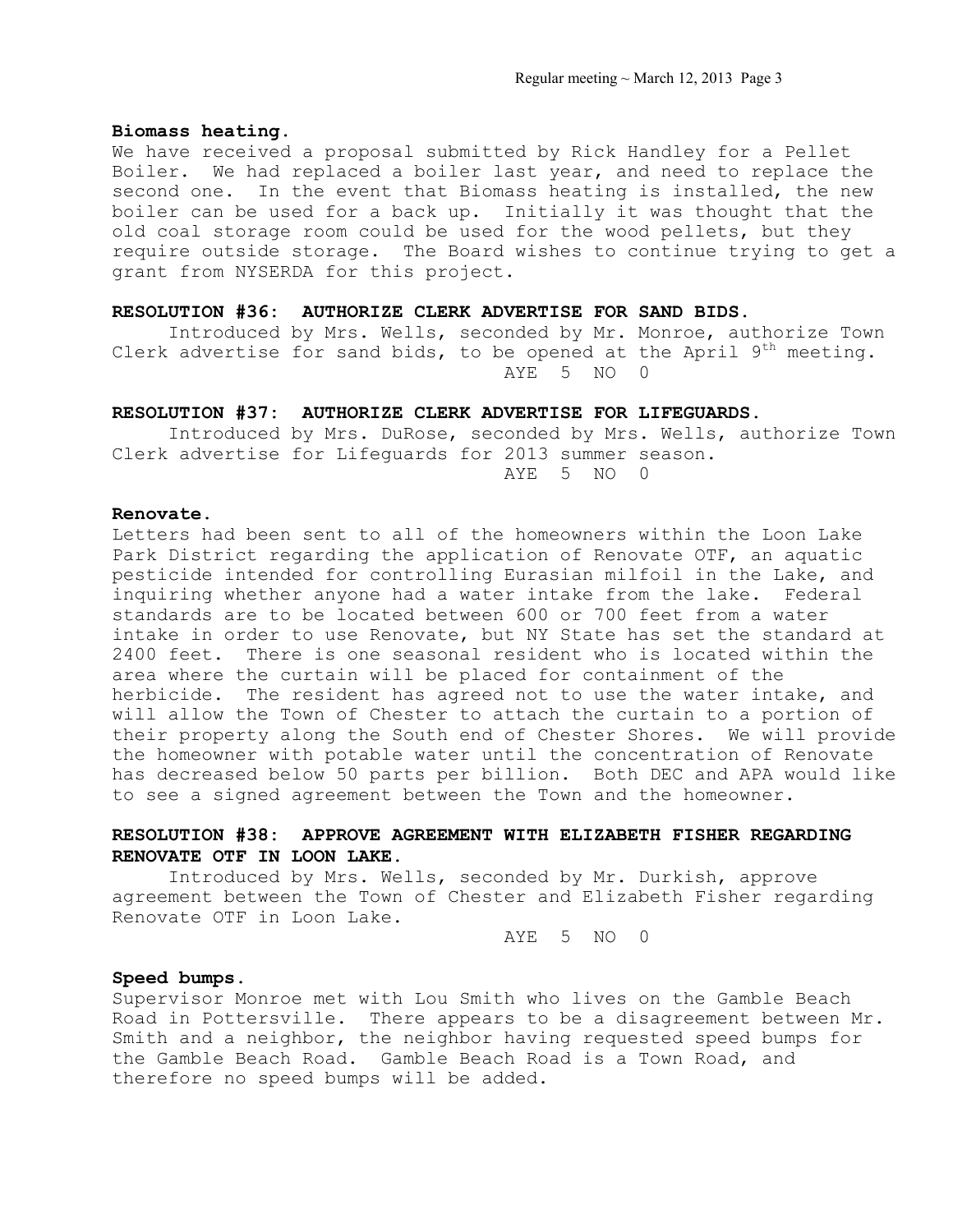**Biomass heating.**
We have received a proposal submitted by Rick Handley for a Pellet Boiler. We had replaced a boiler last year, and need to replace the second one. In the event that Biomass heating is installed, the new boiler can be used for a back up. Initially it was thought that the old coal storage room could be used for the wood pellets, but they require outside storage. The Board wishes to continue trying to get a grant from NYSERDA for this project.

**RESOLUTION #36: AUTHORIZE CLERK ADVERTISE FOR SAND BIDS.**

Introduced by Mrs. Wells, seconded by Mr. Monroe, authorize Town Clerk advertise for sand bids, to be opened at the April 9th meeting.

AYE 5 NO 0

**RESOLUTION #37: AUTHORIZE CLERK ADVERTISE FOR LIFEGUARDS.**

Introduced by Mrs. DuRose, seconded by Mrs. Wells, authorize Town Clerk advertise for Lifeguards for 2013 summer season.

AYE 5 NO 0

**Renovate.**
Letters had been sent to all of the homeowners within the Loon Lake Park District regarding the application of Renovate OTF, an aquatic pesticide intended for controlling Eurasian milfoil in the Lake, and inquiring whether anyone had a water intake from the lake. Federal standards are to be located between 600 or 700 feet from a water intake in order to use Renovate, but NY State has set the standard at 2400 feet. There is one seasonal resident who is located within the area where the curtain will be placed for containment of the herbicide. The resident has agreed not to use the water intake, and will allow the Town of Chester to attach the curtain to a portion of their property along the South end of Chester Shores. We will provide the homeowner with potable water until the concentration of Renovate has decreased below 50 parts per billion. Both DEC and APA would like to see a signed agreement between the Town and the homeowner.

**RESOLUTION #38: APPROVE AGREEMENT WITH ELIZABETH FISHER REGARDING RENOVATE OTF IN LOON LAKE.**

Introduced by Mrs. Wells, seconded by Mr. Durkish, approve agreement between the Town of Chester and Elizabeth Fisher regarding Renovate OTF in Loon Lake.

AYE 5 NO 0

**Speed bumps.**
Supervisor Monroe met with Lou Smith who lives on the Gamble Beach Road in Pottersville. There appears to be a disagreement between Mr. Smith and a neighbor, the neighbor having requested speed bumps for the Gamble Beach Road. Gamble Beach Road is a Town Road, and therefore no speed bumps will be added.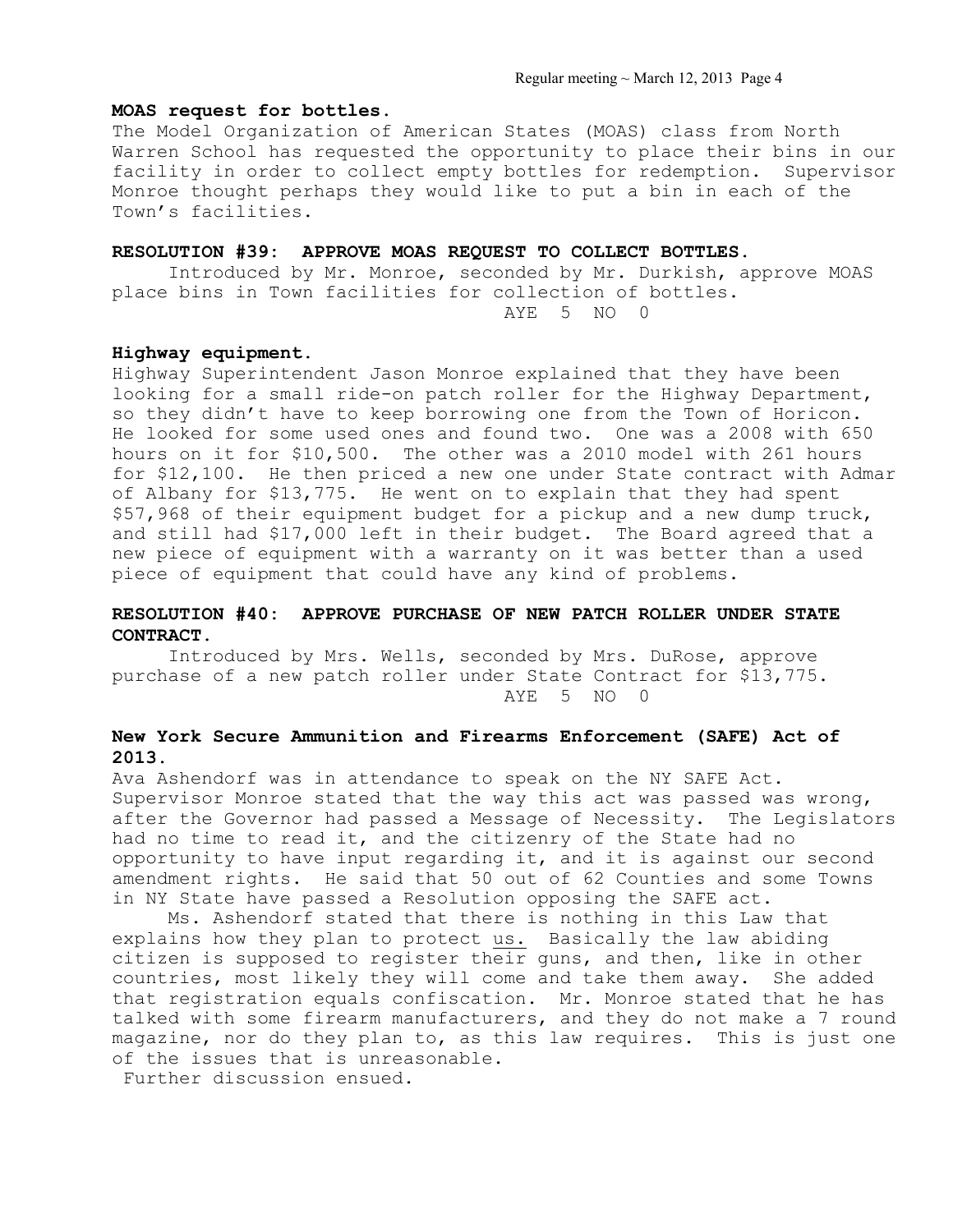**MOAS request for bottles.**

The Model Organization of American States (MOAS) class from North Warren School has requested the opportunity to place their bins in our facility in order to collect empty bottles for redemption. Supervisor Monroe thought perhaps they would like to put a bin in each of the Town's facilities.

**RESOLUTION #39: APPROVE MOAS REQUEST TO COLLECT BOTTLES.**

Introduced by Mr. Monroe, seconded by Mr. Durkish, approve MOAS place bins in Town facilities for collection of bottles.

AYE 5 NO 0

**Highway equipment.**

Highway Superintendent Jason Monroe explained that they have been looking for a small ride-on patch roller for the Highway Department, so they didn't have to keep borrowing one from the Town of Horicon. He looked for some used ones and found two. One was a 2008 with 650 hours on it for $10,500. The other was a 2010 model with 261 hours for $12,100. He then priced a new one under State contract with Admar of Albany for $13,775. He went on to explain that they had spent $57,968 of their equipment budget for a pickup and a new dump truck, and still had $17,000 left in their budget. The Board agreed that a new piece of equipment with a warranty on it was better than a used piece of equipment that could have any kind of problems.

**RESOLUTION #40: APPROVE PURCHASE OF NEW PATCH ROLLER UNDER STATE CONTRACT.**

Introduced by Mrs. Wells, seconded by Mrs. DuRose, approve purchase of a new patch roller under State Contract for $13,775.

AYE 5 NO 0

**New York Secure Ammunition and Firearms Enforcement (SAFE) Act of 2013.**

Ava Ashendorf was in attendance to speak on the NY SAFE Act. Supervisor Monroe stated that the way this act was passed was wrong, after the Governor had passed a Message of Necessity. The Legislators had no time to read it, and the citizenry of the State had no opportunity to have input regarding it, and it is against our second amendment rights. He said that 50 out of 62 Counties and some Towns in NY State have passed a Resolution opposing the SAFE act.

Ms. Ashendorf stated that there is nothing in this Law that explains how they plan to protect us. Basically the law abiding citizen is supposed to register their guns, and then, like in other countries, most likely they will come and take them away. She added that registration equals confiscation. Mr. Monroe stated that he has talked with some firearm manufacturers, and they do not make a 7 round magazine, nor do they plan to, as this law requires. This is just one of the issues that is unreasonable.

Further discussion ensued.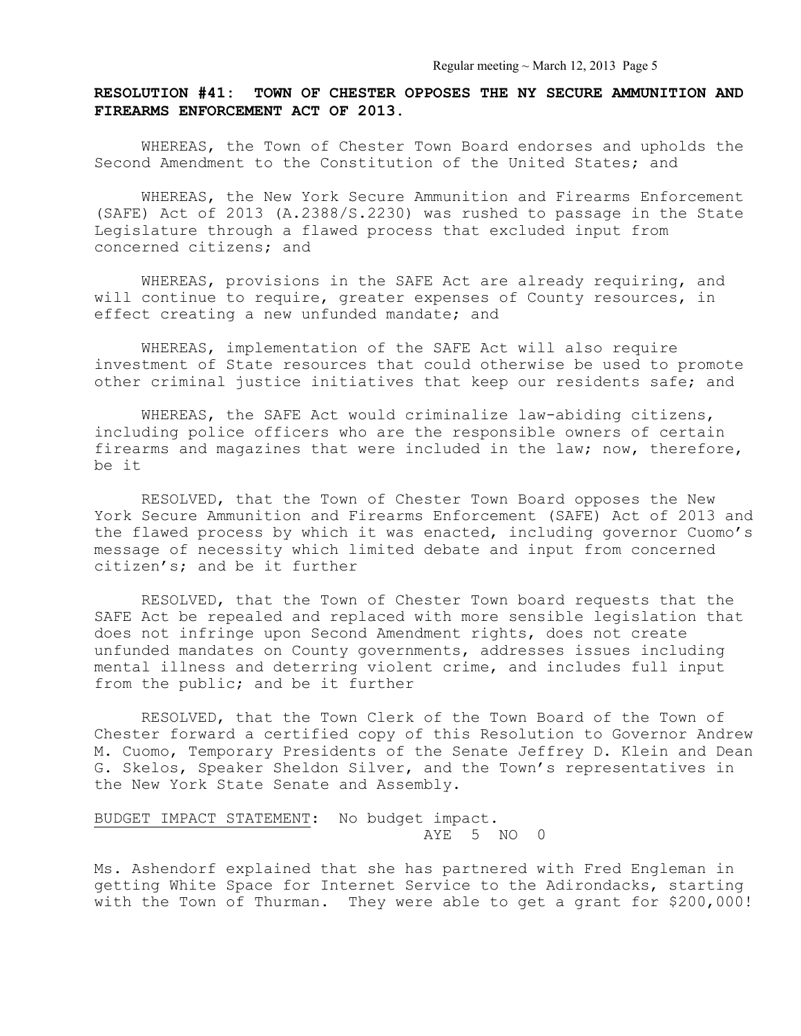**RESOLUTION #41: TOWN OF CHESTER OPPOSES THE NY SECURE AMMUNITION AND FIREARMS ENFORCEMENT ACT OF 2013.**

WHEREAS, the Town of Chester Town Board endorses and upholds the Second Amendment to the Constitution of the United States; and

WHEREAS, the New York Secure Ammunition and Firearms Enforcement (SAFE) Act of 2013 (A.2388/S.2230) was rushed to passage in the State Legislature through a flawed process that excluded input from concerned citizens; and

WHEREAS, provisions in the SAFE Act are already requiring, and will continue to require, greater expenses of County resources, in effect creating a new unfunded mandate; and

WHEREAS, implementation of the SAFE Act will also require investment of State resources that could otherwise be used to promote other criminal justice initiatives that keep our residents safe; and

WHEREAS, the SAFE Act would criminalize law-abiding citizens, including police officers who are the responsible owners of certain firearms and magazines that were included in the law; now, therefore, be it

RESOLVED, that the Town of Chester Town Board opposes the New York Secure Ammunition and Firearms Enforcement (SAFE) Act of 2013 and the flawed process by which it was enacted, including governor Cuomo's message of necessity which limited debate and input from concerned citizen's; and be it further

RESOLVED, that the Town of Chester Town board requests that the SAFE Act be repealed and replaced with more sensible legislation that does not infringe upon Second Amendment rights, does not create unfunded mandates on County governments, addresses issues including mental illness and deterring violent crime, and includes full input from the public; and be it further

RESOLVED, that the Town Clerk of the Town Board of the Town of Chester forward a certified copy of this Resolution to Governor Andrew M. Cuomo, Temporary Presidents of the Senate Jeffrey D. Klein and Dean G. Skelos, Speaker Sheldon Silver, and the Town's representatives in the New York State Senate and Assembly.

BUDGET IMPACT STATEMENT: No budget impact.

AYE 5 NO 0

Ms. Ashendorf explained that she has partnered with Fred Engleman in getting White Space for Internet Service to the Adirondacks, starting with the Town of Thurman. They were able to get a grant for $200,000!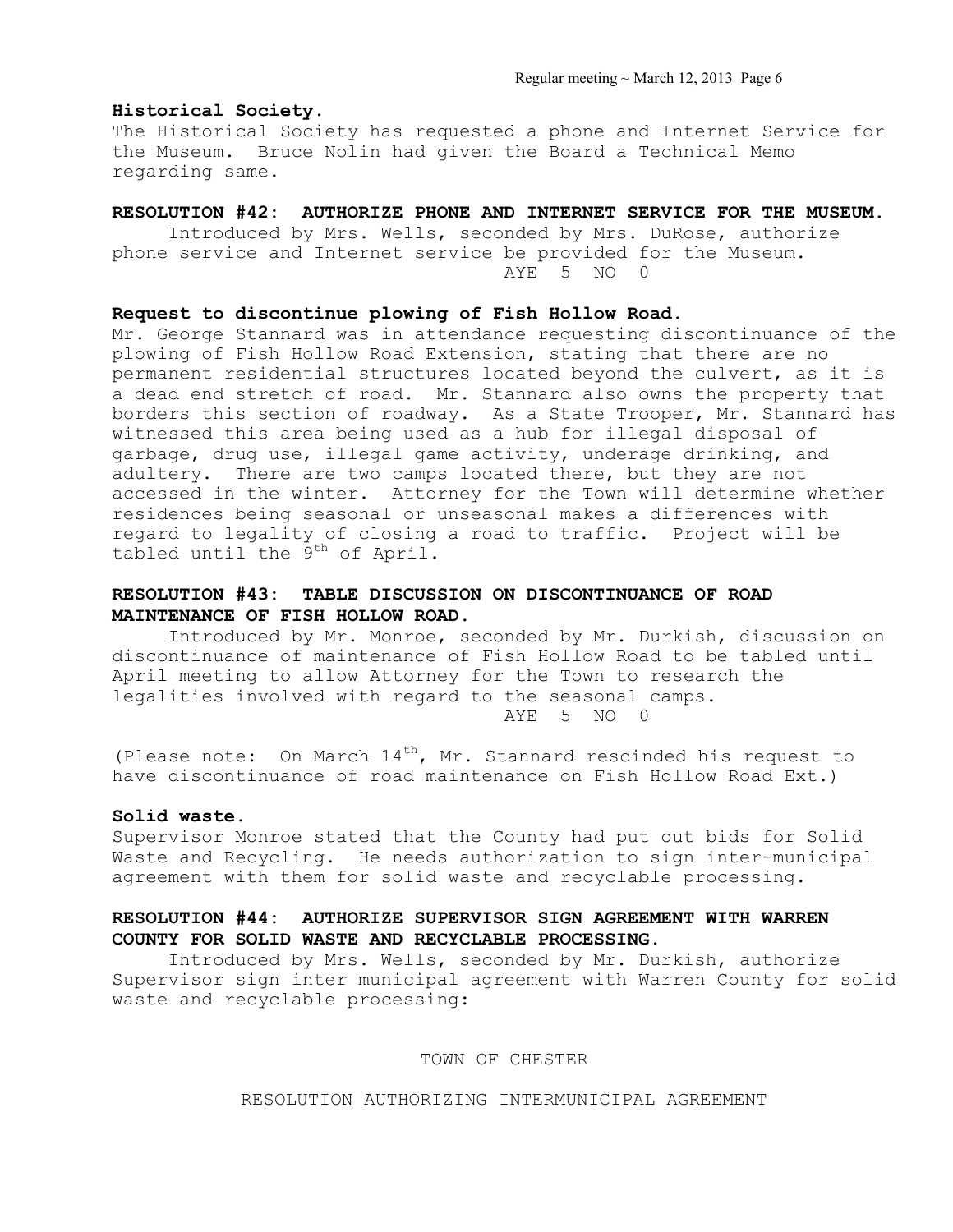**Historical Society.**
The Historical Society has requested a phone and Internet Service for the Museum. Bruce Nolin had given the Board a Technical Memo regarding same.

**RESOLUTION #42: AUTHORIZE PHONE AND INTERNET SERVICE FOR THE MUSEUM.**
Introduced by Mrs. Wells, seconded by Mrs. DuRose, authorize phone service and Internet service be provided for the Museum.
AYE 5 NO 0

**Request to discontinue plowing of Fish Hollow Road.**
Mr. George Stannard was in attendance requesting discontinuance of the plowing of Fish Hollow Road Extension, stating that there are no permanent residential structures located beyond the culvert, as it is a dead end stretch of road. Mr. Stannard also owns the property that borders this section of roadway. As a State Trooper, Mr. Stannard has witnessed this area being used as a hub for illegal disposal of garbage, drug use, illegal game activity, underage drinking, and adultery. There are two camps located there, but they are not accessed in the winter. Attorney for the Town will determine whether residences being seasonal or unseasonal makes a differences with regard to legality of closing a road to traffic. Project will be tabled until the 9th of April.

**RESOLUTION #43: TABLE DISCUSSION ON DISCONTINUANCE OF ROAD MAINTENANCE OF FISH HOLLOW ROAD.**
Introduced by Mr. Monroe, seconded by Mr. Durkish, discussion on discontinuance of maintenance of Fish Hollow Road to be tabled until April meeting to allow Attorney for the Town to research the legalities involved with regard to the seasonal camps.
AYE 5 NO 0

(Please note: On March 14th, Mr. Stannard rescinded his request to have discontinuance of road maintenance on Fish Hollow Road Ext.)

**Solid waste.**
Supervisor Monroe stated that the County had put out bids for Solid Waste and Recycling. He needs authorization to sign inter-municipal agreement with them for solid waste and recyclable processing.

**RESOLUTION #44: AUTHORIZE SUPERVISOR SIGN AGREEMENT WITH WARREN COUNTY FOR SOLID WASTE AND RECYCLABLE PROCESSING.**
Introduced by Mrs. Wells, seconded by Mr. Durkish, authorize Supervisor sign inter municipal agreement with Warren County for solid waste and recyclable processing:

TOWN OF CHESTER

RESOLUTION AUTHORIZING INTERMUNICIPAL AGREEMENT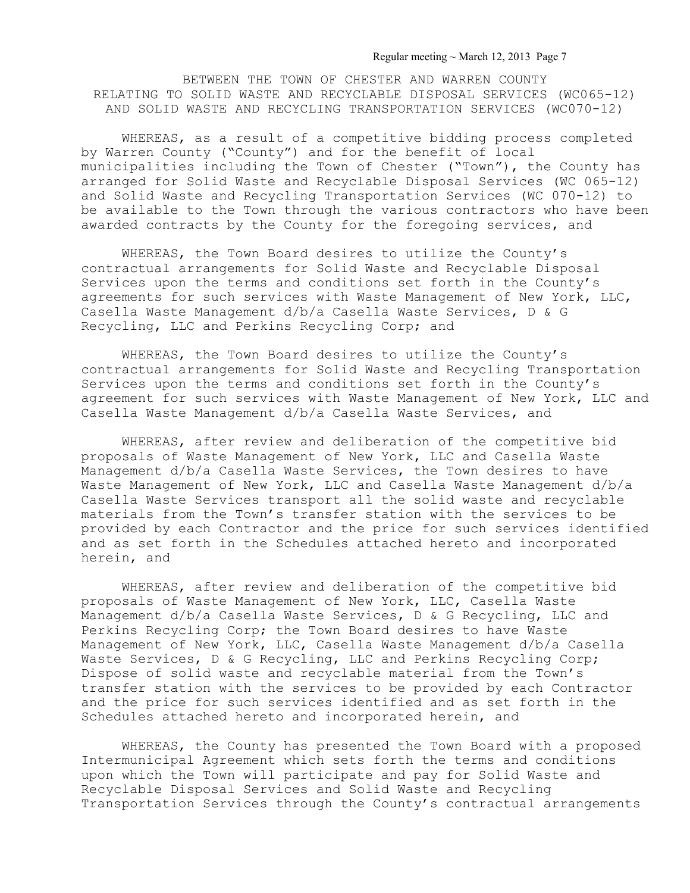BETWEEN THE TOWN OF CHESTER AND WARREN COUNTY
RELATING TO SOLID WASTE AND RECYCLABLE DISPOSAL SERVICES (WC065-12)
AND SOLID WASTE AND RECYCLING TRANSPORTATION SERVICES (WC070-12)

WHEREAS, as a result of a competitive bidding process completed by Warren County ("County") and for the benefit of local municipalities including the Town of Chester ("Town"), the County has arranged for Solid Waste and Recyclable Disposal Services (WC 065-12) and Solid Waste and Recycling Transportation Services (WC 070-12) to be available to the Town through the various contractors who have been awarded contracts by the County for the foregoing services, and

WHEREAS, the Town Board desires to utilize the County's contractual arrangements for Solid Waste and Recyclable Disposal Services upon the terms and conditions set forth in the County's agreements for such services with Waste Management of New York, LLC, Casella Waste Management d/b/a Casella Waste Services, D & G Recycling, LLC and Perkins Recycling Corp; and

WHEREAS, the Town Board desires to utilize the County's contractual arrangements for Solid Waste and Recycling Transportation Services upon the terms and conditions set forth in the County's agreement for such services with Waste Management of New York, LLC and Casella Waste Management d/b/a Casella Waste Services, and

WHEREAS, after review and deliberation of the competitive bid proposals of Waste Management of New York, LLC and Casella Waste Management d/b/a Casella Waste Services, the Town desires to have Waste Management of New York, LLC and Casella Waste Management d/b/a Casella Waste Services transport all the solid waste and recyclable materials from the Town's transfer station with the services to be provided by each Contractor and the price for such services identified and as set forth in the Schedules attached hereto and incorporated herein, and

WHEREAS, after review and deliberation of the competitive bid proposals of Waste Management of New York, LLC, Casella Waste Management d/b/a Casella Waste Services, D & G Recycling, LLC and Perkins Recycling Corp; the Town Board desires to have Waste Management of New York, LLC, Casella Waste Management d/b/a Casella Waste Services, D & G Recycling, LLC and Perkins Recycling Corp; Dispose of solid waste and recyclable material from the Town's transfer station with the services to be provided by each Contractor and the price for such services identified and as set forth in the Schedules attached hereto and incorporated herein, and

WHEREAS, the County has presented the Town Board with a proposed Intermunicipal Agreement which sets forth the terms and conditions upon which the Town will participate and pay for Solid Waste and Recyclable Disposal Services and Solid Waste and Recycling Transportation Services through the County's contractual arrangements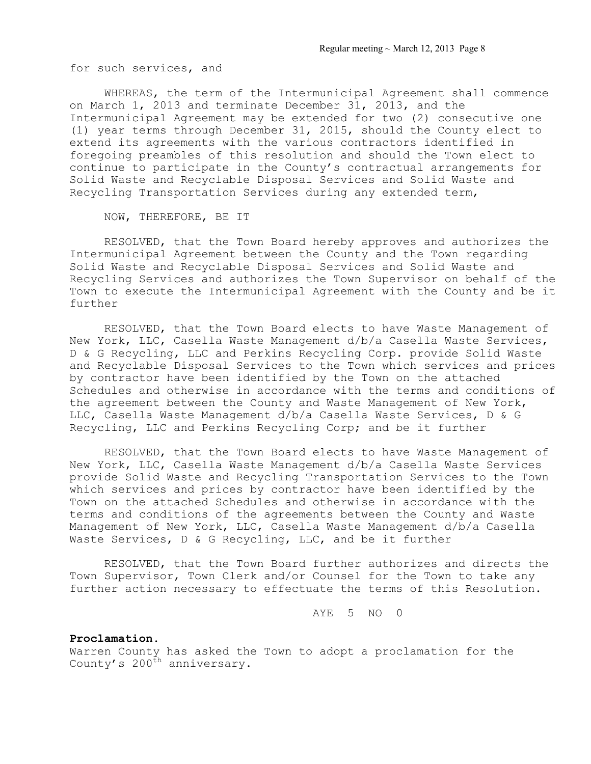for such services, and

WHEREAS, the term of the Intermunicipal Agreement shall commence on March 1, 2013 and terminate December 31, 2013, and the Intermunicipal Agreement may be extended for two (2) consecutive one (1) year terms through December 31, 2015, should the County elect to extend its agreements with the various contractors identified in foregoing preambles of this resolution and should the Town elect to continue to participate in the County's contractual arrangements for Solid Waste and Recyclable Disposal Services and Solid Waste and Recycling Transportation Services during any extended term,

NOW, THEREFORE, BE IT

RESOLVED, that the Town Board hereby approves and authorizes the Intermunicipal Agreement between the County and the Town regarding Solid Waste and Recyclable Disposal Services and Solid Waste and Recycling Services and authorizes the Town Supervisor on behalf of the Town to execute the Intermunicipal Agreement with the County and be it further

RESOLVED, that the Town Board elects to have Waste Management of New York, LLC, Casella Waste Management d/b/a Casella Waste Services, D & G Recycling, LLC and Perkins Recycling Corp. provide Solid Waste and Recyclable Disposal Services to the Town which services and prices by contractor have been identified by the Town on the attached Schedules and otherwise in accordance with the terms and conditions of the agreement between the County and Waste Management of New York, LLC, Casella Waste Management d/b/a Casella Waste Services, D & G Recycling, LLC and Perkins Recycling Corp; and be it further

RESOLVED, that the Town Board elects to have Waste Management of New York, LLC, Casella Waste Management d/b/a Casella Waste Services provide Solid Waste and Recycling Transportation Services to the Town which services and prices by contractor have been identified by the Town on the attached Schedules and otherwise in accordance with the terms and conditions of the agreements between the County and Waste Management of New York, LLC, Casella Waste Management d/b/a Casella Waste Services, D & G Recycling, LLC, and be it further

RESOLVED, that the Town Board further authorizes and directs the Town Supervisor, Town Clerk and/or Counsel for the Town to take any further action necessary to effectuate the terms of this Resolution.

AYE 5 NO 0

**Proclamation.**
Warren County has asked the Town to adopt a proclamation for the County's 200th anniversary.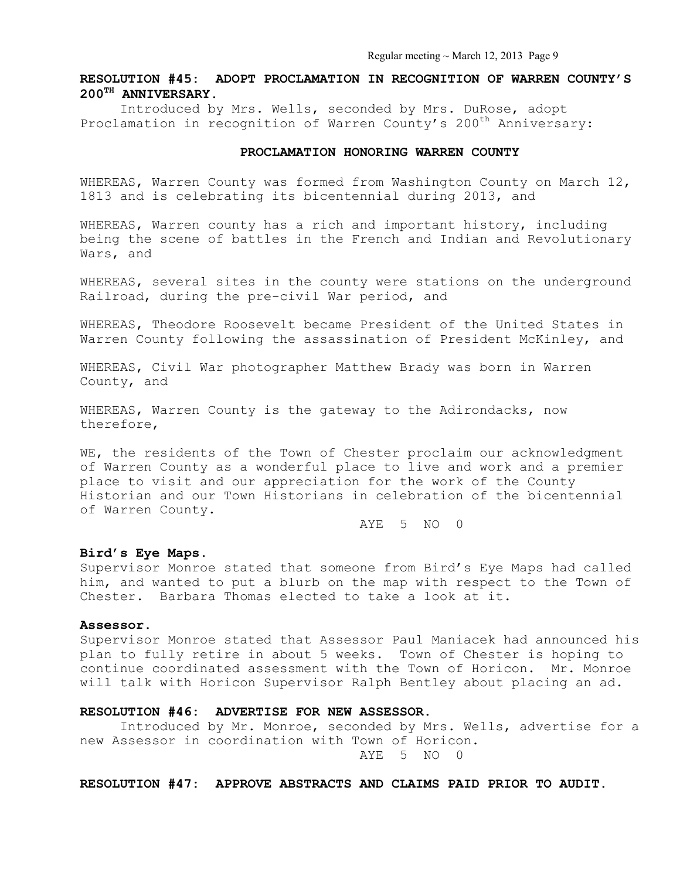**RESOLUTION #45: ADOPT PROCLAMATION IN RECOGNITION OF WARREN COUNTY'S 200TH ANNIVERSARY.**

Introduced by Mrs. Wells, seconded by Mrs. DuRose, adopt Proclamation in recognition of Warren County's 200th Anniversary:

**PROCLAMATION HONORING WARREN COUNTY**

WHEREAS, Warren County was formed from Washington County on March 12, 1813 and is celebrating its bicentennial during 2013, and

WHEREAS, Warren county has a rich and important history, including being the scene of battles in the French and Indian and Revolutionary Wars, and

WHEREAS, several sites in the county were stations on the underground Railroad, during the pre-civil War period, and

WHEREAS, Theodore Roosevelt became President of the United States in Warren County following the assassination of President McKinley, and

WHEREAS, Civil War photographer Matthew Brady was born in Warren County, and

WHEREAS, Warren County is the gateway to the Adirondacks, now therefore,

WE, the residents of the Town of Chester proclaim our acknowledgment of Warren County as a wonderful place to live and work and a premier place to visit and our appreciation for the work of the County Historian and our Town Historians in celebration of the bicentennial of Warren County.

AYE 5 NO 0

**Bird's Eye Maps.**

Supervisor Monroe stated that someone from Bird's Eye Maps had called him, and wanted to put a blurb on the map with respect to the Town of Chester. Barbara Thomas elected to take a look at it.

**Assessor.**

Supervisor Monroe stated that Assessor Paul Maniacek had announced his plan to fully retire in about 5 weeks. Town of Chester is hoping to continue coordinated assessment with the Town of Horicon. Mr. Monroe will talk with Horicon Supervisor Ralph Bentley about placing an ad.

**RESOLUTION #46: ADVERTISE FOR NEW ASSESSOR.**

Introduced by Mr. Monroe, seconded by Mrs. Wells, advertise for a new Assessor in coordination with Town of Horicon.

AYE 5 NO 0

**RESOLUTION #47: APPROVE ABSTRACTS AND CLAIMS PAID PRIOR TO AUDIT.**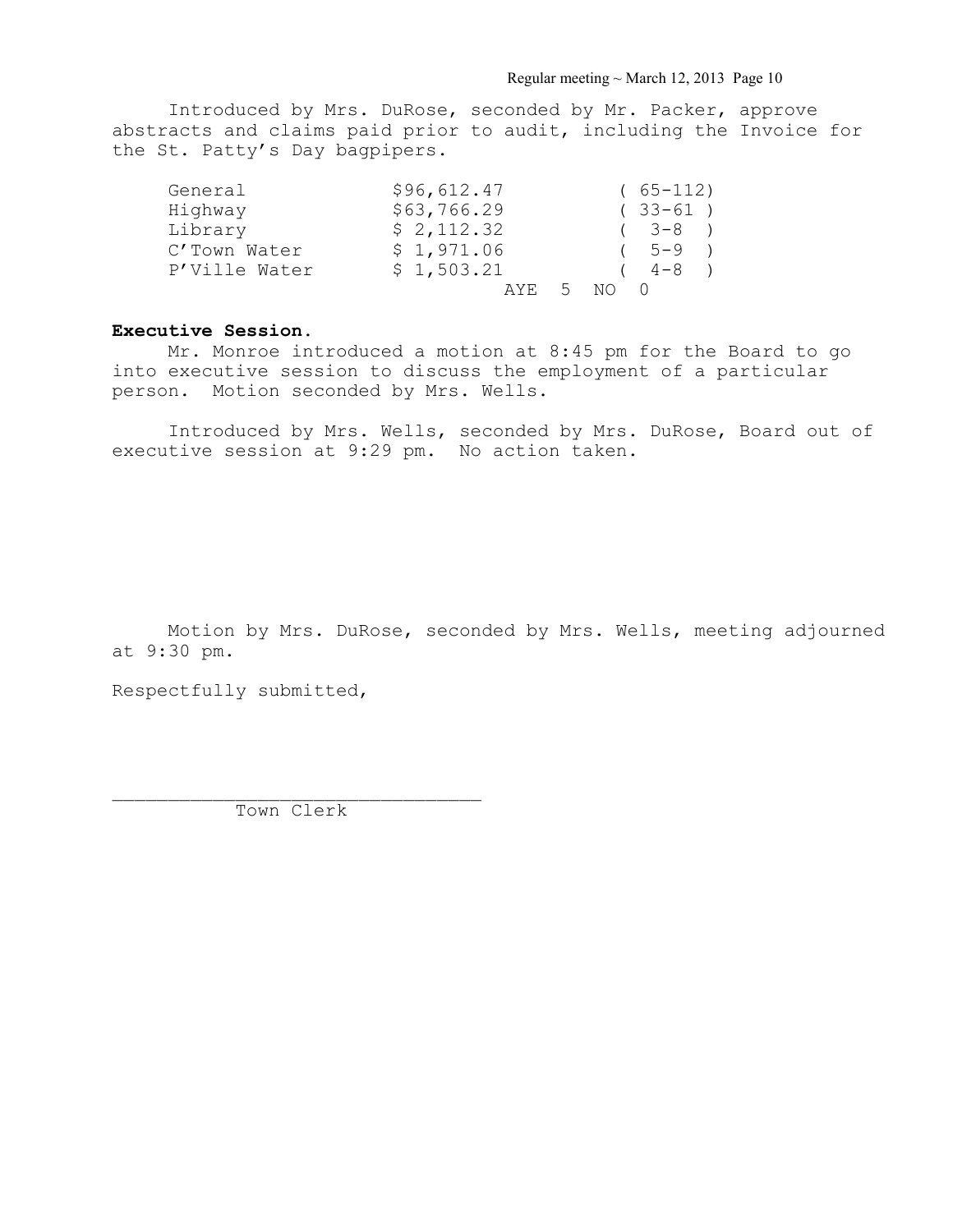Introduced by Mrs. DuRose, seconded by Mr. Packer, approve abstracts and claims paid prior to audit, including the Invoice for the St. Patty's Day bagpipers.

| | | |
|---|---|---|
| General | $96,612.47 | ( 65-112) |
| Highway | $63,766.29 | ( 33-61 ) |
| Library | $ 2,112.32 | ( 3-8 ) |
| C'Town Water | $ 1,971.06 | ( 5-9 ) |
| P'Ville Water | $ 1,503.21 | ( 4-8 ) |

AYE 5 NO 0

**Executive Session.**

Mr. Monroe introduced a motion at 8:45 pm for the Board to go into executive session to discuss the employment of a particular person. Motion seconded by Mrs. Wells.

Introduced by Mrs. Wells, seconded by Mrs. DuRose, Board out of executive session at 9:29 pm. No action taken.

Motion by Mrs. DuRose, seconded by Mrs. Wells, meeting adjourned at 9:30 pm.

Respectfully submitted,

_________________________________
Town Clerk